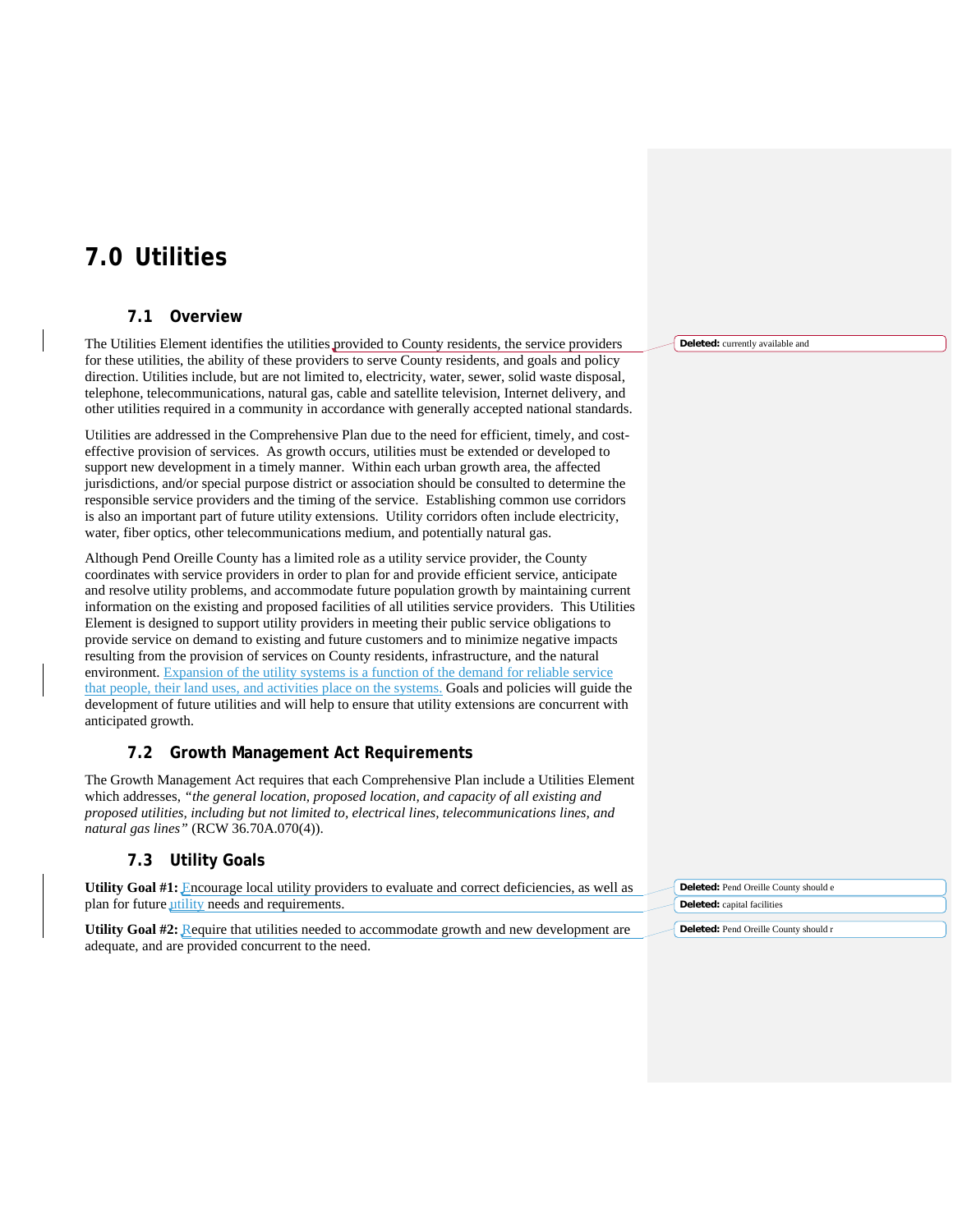# 7.0 Utilities

## 7.1 Overview

The Utilities Element identifies the utilities provided to County residents, the service providers for these utilities, the ability of these providers to serve County residents, and goals and policy direction. Utilities include, but are not limited to, electricity, water, sewer, solid waste disposal, telephone, telecommunications, natural gas, cable and satellite television, Internet delivery, and other utilities required in a community in accordance with generally accepted national standards.

Utilities are addressed in the Comprehensive Plan due to the need for efficient, timely, and cost-effective provision of services. As growth occurs, utilities must be extended or developed to support new development in a timely manner. Within each urban growth area, the affected jurisdictions, and/or special purpose district or association should be consulted to determine the responsible service providers and the timing of the service. Establishing common use corridors is also an important part of future utility extensions. Utility corridors often include electricity, water, fiber optics, other telecommunications medium, and potentially natural gas.

Although Pend Oreille County has a limited role as a utility service provider, the County coordinates with service providers in order to plan for and provide efficient service, anticipate and resolve utility problems, and accommodate future population growth by maintaining current information on the existing and proposed facilities of all utilities service providers. This Utilities Element is designed to support utility providers in meeting their public service obligations to provide service on demand to existing and future customers and to minimize negative impacts resulting from the provision of services on County residents, infrastructure, and the natural environment. Expansion of the utility systems is a function of the demand for reliable service that people, their land uses, and activities place on the systems. Goals and policies will guide the development of future utilities and will help to ensure that utility extensions are concurrent with anticipated growth.

## 7.2 Growth Management Act Requirements

The Growth Management Act requires that each Comprehensive Plan include a Utilities Element which addresses, *"the general location, proposed location, and capacity of all existing and proposed utilities, including but not limited to, electrical lines, telecommunications lines, and natural gas lines"* (RCW 36.70A.070(4)).

## 7.3 Utility Goals

**Utility Goal #1:** Encourage local utility providers to evaluate and correct deficiencies, as well as plan for future utility needs and requirements.

**Utility Goal #2:** Require that utilities needed to accommodate growth and new development are adequate, and are provided concurrent to the need.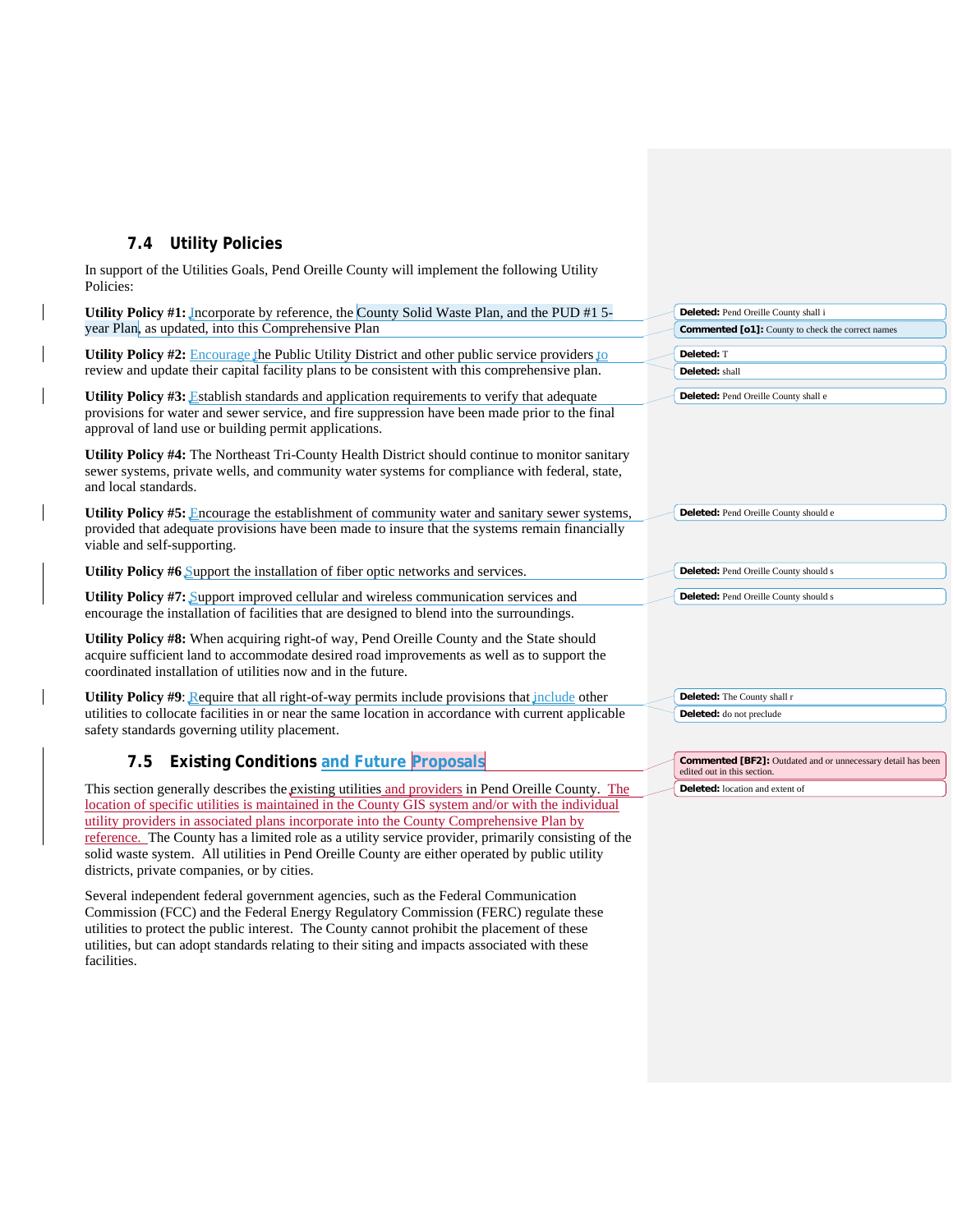## 7.4 Utility Policies

In support of the Utilities Goals, Pend Oreille County will implement the following Utility Policies:

**Utility Policy #1:** Incorporate by reference, the County Solid Waste Plan, and the PUD #1 5-year Plan, as updated, into this Comprehensive Plan

**Utility Policy #2:** Encourage the Public Utility District and other public service providers to review and update their capital facility plans to be consistent with this comprehensive plan.

**Utility Policy #3:** Establish standards and application requirements to verify that adequate provisions for water and sewer service, and fire suppression have been made prior to the final approval of land use or building permit applications.

**Utility Policy #4:** The Northeast Tri-County Health District should continue to monitor sanitary sewer systems, private wells, and community water systems for compliance with federal, state, and local standards.

**Utility Policy #5:** Encourage the establishment of community water and sanitary sewer systems, provided that adequate provisions have been made to insure that the systems remain financially viable and self-supporting.

**Utility Policy #6** Support the installation of fiber optic networks and services.

**Utility Policy #7:** Support improved cellular and wireless communication services and encourage the installation of facilities that are designed to blend into the surroundings.

**Utility Policy #8:** When acquiring right-of-way, Pend Oreille County and the State should acquire sufficient land to accommodate desired road improvements as well as to support the coordinated installation of utilities now and in the future.

**Utility Policy #9**: Require that all right-of-way permits include provisions that include other utilities to collocate facilities in or near the same location in accordance with current applicable safety standards governing utility placement.

## 7.5 Existing Conditions and Future Proposals

This section generally describes the existing utilities and providers in Pend Oreille County. The location of specific utilities is maintained in the County GIS system and/or with the individual utility providers in associated plans incorporate into the County Comprehensive Plan by reference. The County has a limited role as a utility service provider, primarily consisting of the solid waste system. All utilities in Pend Oreille County are either operated by public utility districts, private companies, or by cities.

Several independent federal government agencies, such as the Federal Communication Commission (FCC) and the Federal Energy Regulatory Commission (FERC) regulate these utilities to protect the public interest. The County cannot prohibit the placement of these utilities, but can adopt standards relating to their siting and impacts associated with these facilities.

**Deleted:** Pend Oreille County shall i

**Commented [o1]:** County to check the correct names

**Deleted:** T

**Deleted:** shall

**Deleted:** Pend Oreille County shall e

**Deleted:** Pend Oreille County should e

**Deleted:** Pend Oreille County should s

**Deleted:** Pend Oreille County should s

**Deleted:** The County shall r

**Deleted:** do not preclude

**Commented [BF2]:** Outdated and or unnecessary detail has been edited out in this section.

**Deleted:** location and extent of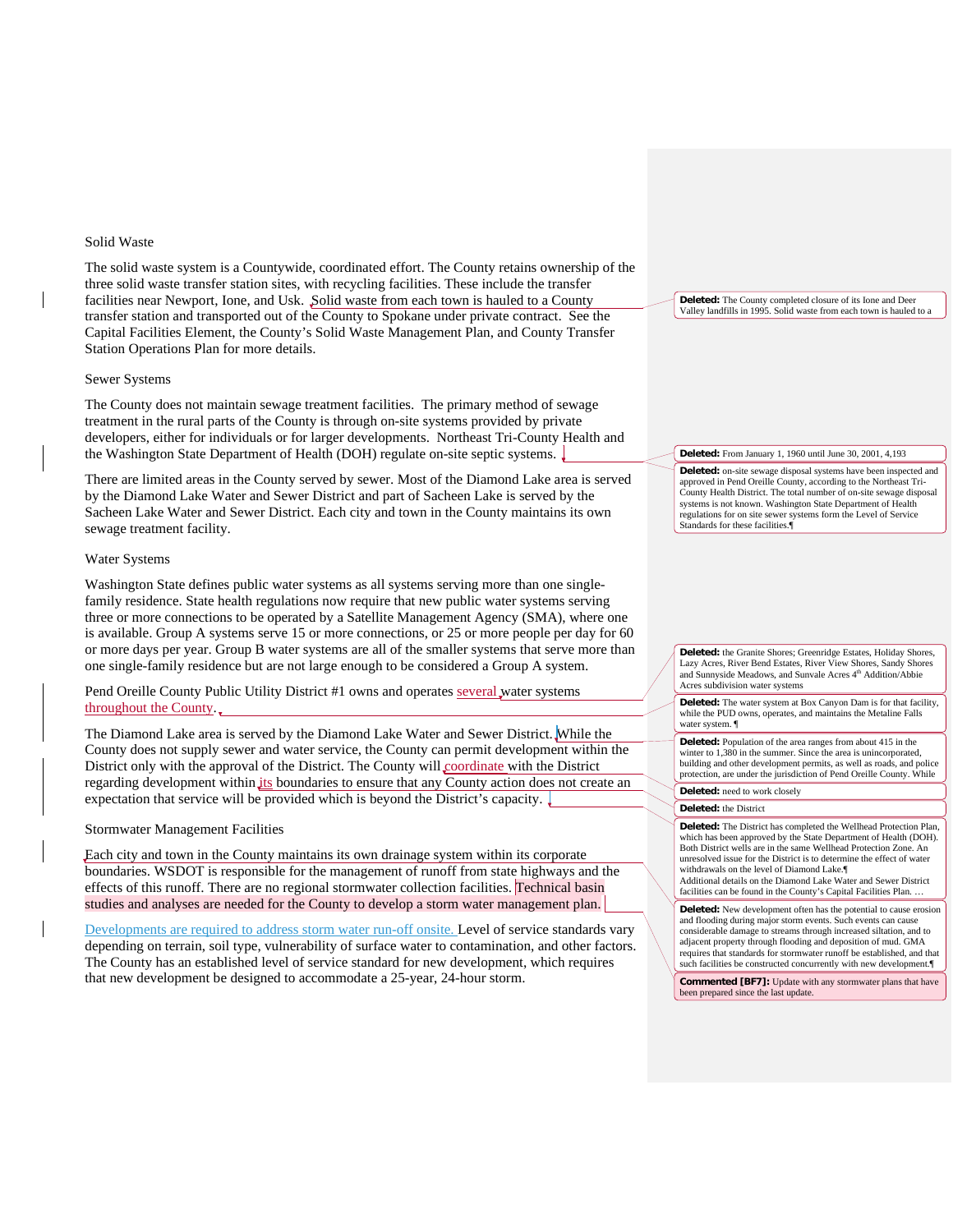## Solid Waste

The solid waste system is a Countywide, coordinated effort. The County retains ownership of the three solid waste transfer station sites, with recycling facilities. These include the transfer facilities near Newport, Ione, and Usk. Solid waste from each town is hauled to a County transfer station and transported out of the County to Spokane under private contract. See the Capital Facilities Element, the County's Solid Waste Management Plan, and County Transfer Station Operations Plan for more details.

## Sewer Systems

The County does not maintain sewage treatment facilities. The primary method of sewage treatment in the rural parts of the County is through on-site systems provided by private developers, either for individuals or for larger developments. Northeast Tri-County Health and the Washington State Department of Health (DOH) regulate on-site septic systems.

There are limited areas in the County served by sewer. Most of the Diamond Lake area is served by the Diamond Lake Water and Sewer District and part of Sacheen Lake is served by the Sacheen Lake Water and Sewer District. Each city and town in the County maintains its own sewage treatment facility.

## Water Systems

Washington State defines public water systems as all systems serving more than one single-family residence. State health regulations now require that new public water systems serving three or more connections to be operated by a Satellite Management Agency (SMA), where one is available. Group A systems serve 15 or more connections, or 25 or more people per day for 60 or more days per year. Group B water systems are all of the smaller systems that serve more than one single-family residence but are not large enough to be considered a Group A system.

Pend Oreille County Public Utility District #1 owns and operates several water systems throughout the County.

The Diamond Lake area is served by the Diamond Lake Water and Sewer District. While the County does not supply sewer and water service, the County can permit development within the District only with the approval of the District. The County will coordinate with the District regarding development within its boundaries to ensure that any County action does not create an expectation that service will be provided which is beyond the District's capacity.

## Stormwater Management Facilities

Each city and town in the County maintains its own drainage system within its corporate boundaries. WSDOT is responsible for the management of runoff from state highways and the effects of this runoff. There are no regional stormwater collection facilities. Technical basin studies and analyses are needed for the County to develop a storm water management plan.

Developments are required to address storm water run-off onsite. Level of service standards vary depending on terrain, soil type, vulnerability of surface water to contamination, and other factors. The County has an established level of service standard for new development, which requires that new development be designed to accommodate a 25-year, 24-hour storm.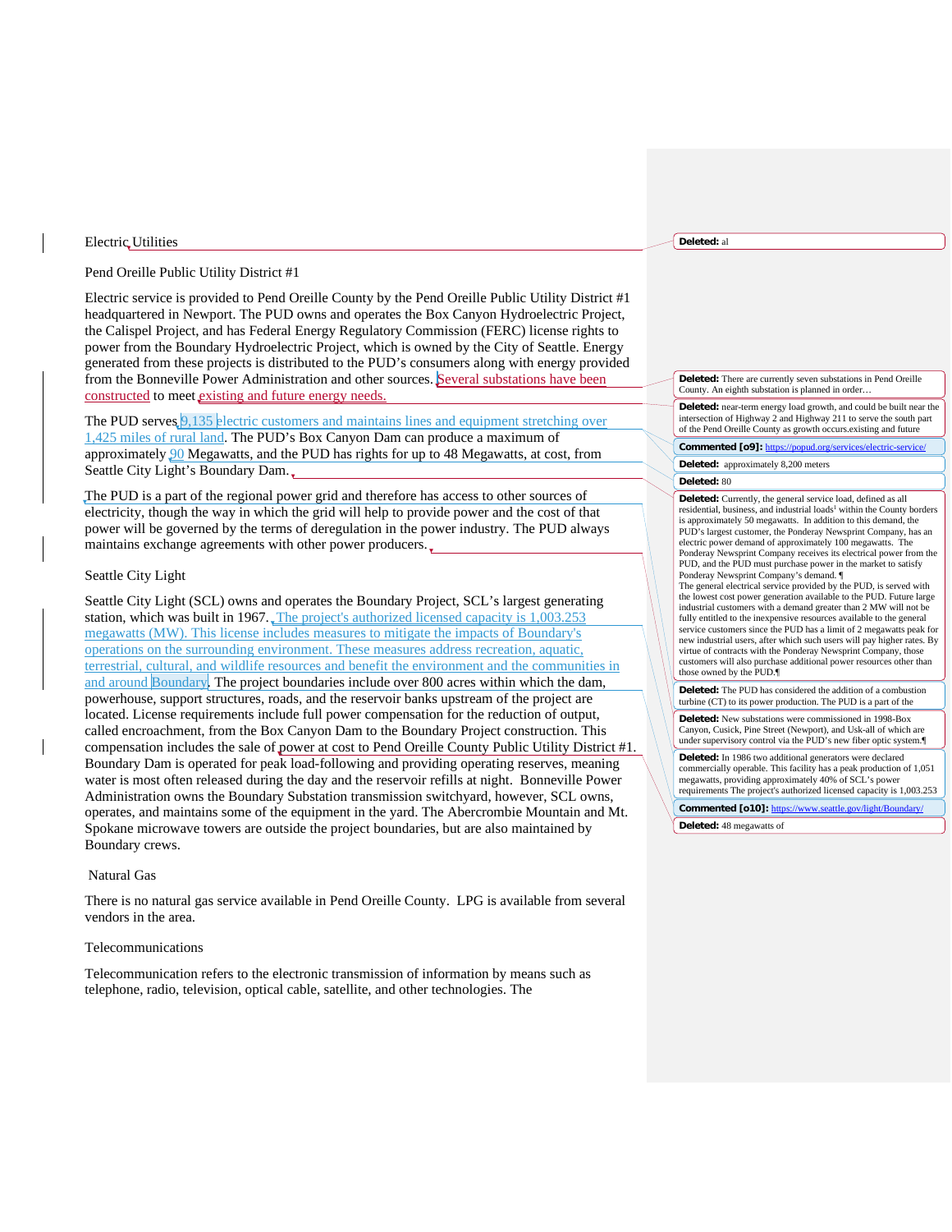## Electric Utilities

### Pend Oreille Public Utility District #1

Electric service is provided to Pend Oreille County by the Pend Oreille Public Utility District #1 headquartered in Newport. The PUD owns and operates the Box Canyon Hydroelectric Project, the Calispel Project, and has Federal Energy Regulatory Commission (FERC) license rights to power from the Boundary Hydroelectric Project, which is owned by the City of Seattle. Energy generated from these projects is distributed to the PUD's consumers along with energy provided from the Bonneville Power Administration and other sources. Several substations have been constructed to meet existing and future energy needs.

The PUD serves 9,135 electric customers and maintains lines and equipment stretching over 1,425 miles of rural land. The PUD's Box Canyon Dam can produce a maximum of approximately 90 Megawatts, and the PUD has rights for up to 48 Megawatts, at cost, from Seattle City Light's Boundary Dam.

The PUD is a part of the regional power grid and therefore has access to other sources of electricity, though the way in which the grid will help to provide power and the cost of that power will be governed by the terms of deregulation in the power industry. The PUD always maintains exchange agreements with other power producers.

### Seattle City Light

Seattle City Light (SCL) owns and operates the Boundary Project, SCL's largest generating station, which was built in 1967. The project's authorized licensed capacity is 1,003.253 megawatts (MW). This license includes measures to mitigate the impacts of Boundary's operations on the surrounding environment. These measures address recreation, aquatic, terrestrial, cultural, and wildlife resources and benefit the environment and the communities in and around Boundary. The project boundaries include over 800 acres within which the dam, powerhouse, support structures, roads, and the reservoir banks upstream of the project are located. License requirements include full power compensation for the reduction of output, called encroachment, from the Box Canyon Dam to the Boundary Project construction. This compensation includes the sale of power at cost to Pend Oreille County Public Utility District #1. Boundary Dam is operated for peak load-following and providing operating reserves, meaning water is most often released during the day and the reservoir refills at night. Bonneville Power Administration owns the Boundary Substation transmission switchyard, however, SCL owns, operates, and maintains some of the equipment in the yard. The Abercrombie Mountain and Mt. Spokane microwave towers are outside the project boundaries, but are also maintained by Boundary crews.

## Natural Gas

There is no natural gas service available in Pend Oreille County. LPG is available from several vendors in the area.

## Telecommunications

Telecommunication refers to the electronic transmission of information by means such as telephone, radio, television, optical cable, satellite, and other technologies. The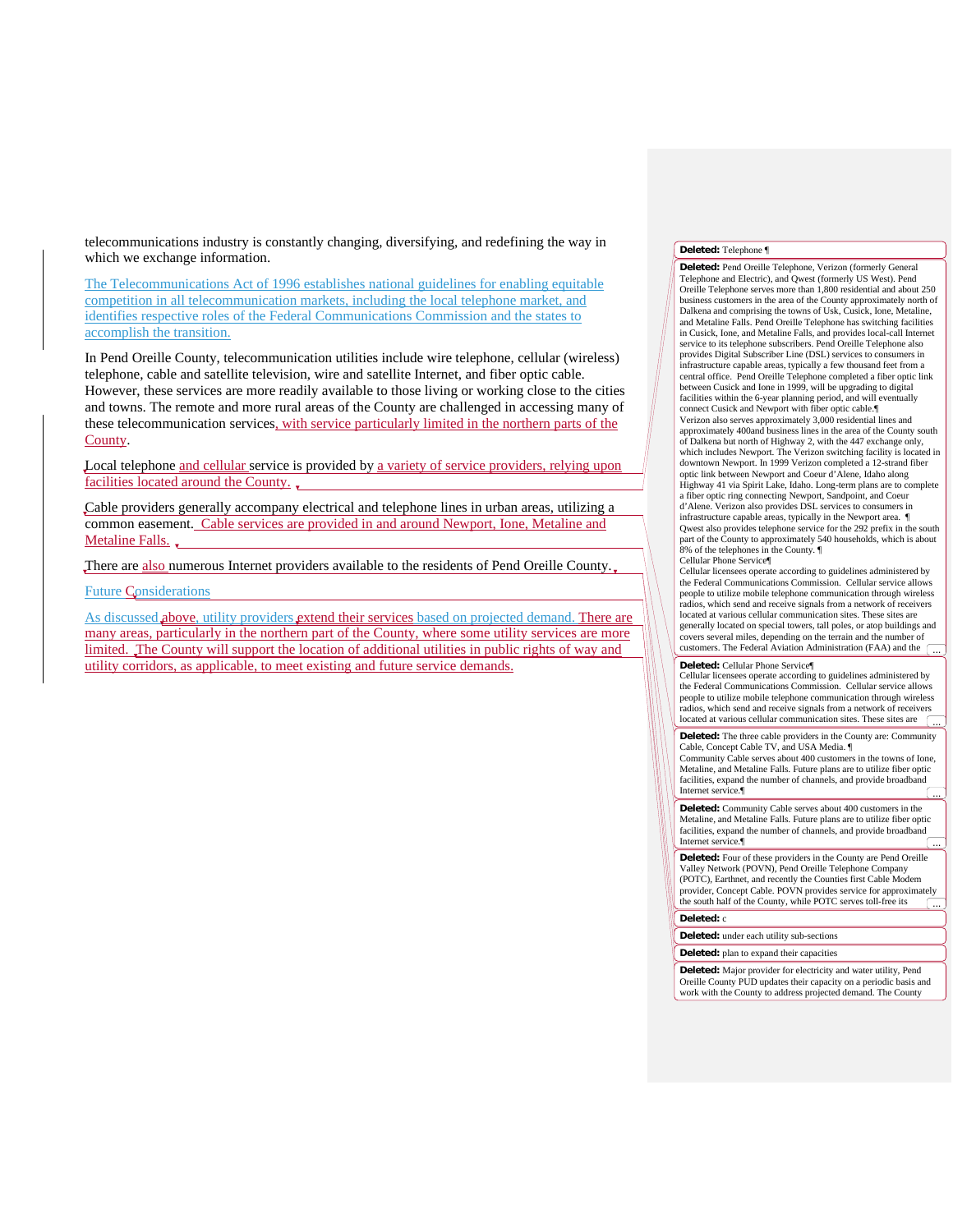telecommunications industry is constantly changing, diversifying, and redefining the way in which we exchange information.

The Telecommunications Act of 1996 establishes national guidelines for enabling equitable competition in all telecommunication markets, including the local telephone market, and identifies respective roles of the Federal Communications Commission and the states to accomplish the transition.

In Pend Oreille County, telecommunication utilities include wire telephone, cellular (wireless) telephone, cable and satellite television, wire and satellite Internet, and fiber optic cable. However, these services are more readily available to those living or working close to the cities and towns. The remote and more rural areas of the County are challenged in accessing many of these telecommunication services, with service particularly limited in the northern parts of the County.

Local telephone and cellular service is provided by a variety of service providers, relying upon facilities located around the County.

Cable providers generally accompany electrical and telephone lines in urban areas, utilizing a common easement. Cable services are provided in and around Newport, Ione, Metaline and Metaline Falls.

There are also numerous Internet providers available to the residents of Pend Oreille County.

## Future Considerations

As discussed above, utility providers extend their services based on projected demand. There are many areas, particularly in the northern part of the County, where some utility services are more limited. The County will support the location of additional utilities in public rights of way and utility corridors, as applicable, to meet existing and future service demands.